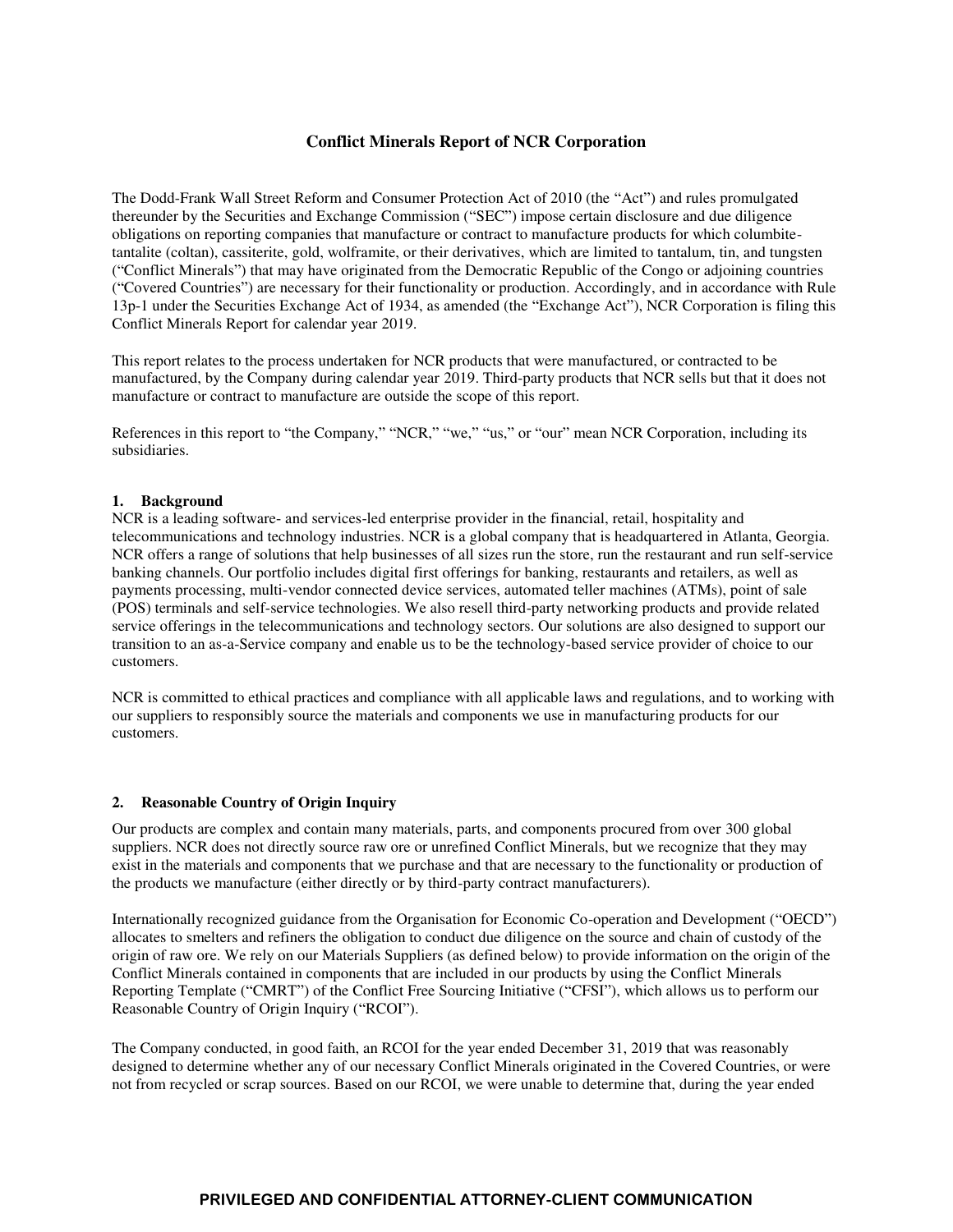# Conflict Minerals Report of NCR Corporation

The Dodd-Frank Wall Street Reform and Consumer Protection Act of 2010 (the "Act") and rules promulgated thereunder by the Securities and Exchange Commission ("SEC") impose certain disclosure and due diligence obligations on reporting companies that manufacture or contract to manufacture products for which columbite-tantalite (coltan), cassiterite, gold, wolframite, or their derivatives, which are limited to tantalum, tin, and tungsten ("Conflict Minerals") that may have originated from the Democratic Republic of the Congo or adjoining countries ("Covered Countries") are necessary for their functionality or production. Accordingly, and in accordance with Rule 13p-1 under the Securities Exchange Act of 1934, as amended (the "Exchange Act"), NCR Corporation is filing this Conflict Minerals Report for calendar year 2019.

This report relates to the process undertaken for NCR products that were manufactured, or contracted to be manufactured, by the Company during calendar year 2019. Third-party products that NCR sells but that it does not manufacture or contract to manufacture are outside the scope of this report.

References in this report to "the Company," "NCR," "we," "us," or "our" mean NCR Corporation, including its subsidiaries.

## 1. Background

NCR is a leading software- and services-led enterprise provider in the financial, retail, hospitality and telecommunications and technology industries. NCR is a global company that is headquartered in Atlanta, Georgia. NCR offers a range of solutions that help businesses of all sizes run the store, run the restaurant and run self-service banking channels. Our portfolio includes digital first offerings for banking, restaurants and retailers, as well as payments processing, multi-vendor connected device services, automated teller machines (ATMs), point of sale (POS) terminals and self-service technologies. We also resell third-party networking products and provide related service offerings in the telecommunications and technology sectors. Our solutions are also designed to support our transition to an as-a-Service company and enable us to be the technology-based service provider of choice to our customers.

NCR is committed to ethical practices and compliance with all applicable laws and regulations, and to working with our suppliers to responsibly source the materials and components we use in manufacturing products for our customers.

## 2. Reasonable Country of Origin Inquiry

Our products are complex and contain many materials, parts, and components procured from over 300 global suppliers. NCR does not directly source raw ore or unrefined Conflict Minerals, but we recognize that they may exist in the materials and components that we purchase and that are necessary to the functionality or production of the products we manufacture (either directly or by third-party contract manufacturers).

Internationally recognized guidance from the Organisation for Economic Co-operation and Development ("OECD") allocates to smelters and refiners the obligation to conduct due diligence on the source and chain of custody of the origin of raw ore. We rely on our Materials Suppliers (as defined below) to provide information on the origin of the Conflict Minerals contained in components that are included in our products by using the Conflict Minerals Reporting Template ("CMRT") of the Conflict Free Sourcing Initiative ("CFSI"), which allows us to perform our Reasonable Country of Origin Inquiry ("RCOI").

The Company conducted, in good faith, an RCOI for the year ended December 31, 2019 that was reasonably designed to determine whether any of our necessary Conflict Minerals originated in the Covered Countries, or were not from recycled or scrap sources. Based on our RCOI, we were unable to determine that, during the year ended

PRIVILEGED AND CONFIDENTIAL ATTORNEY-CLIENT COMMUNICATION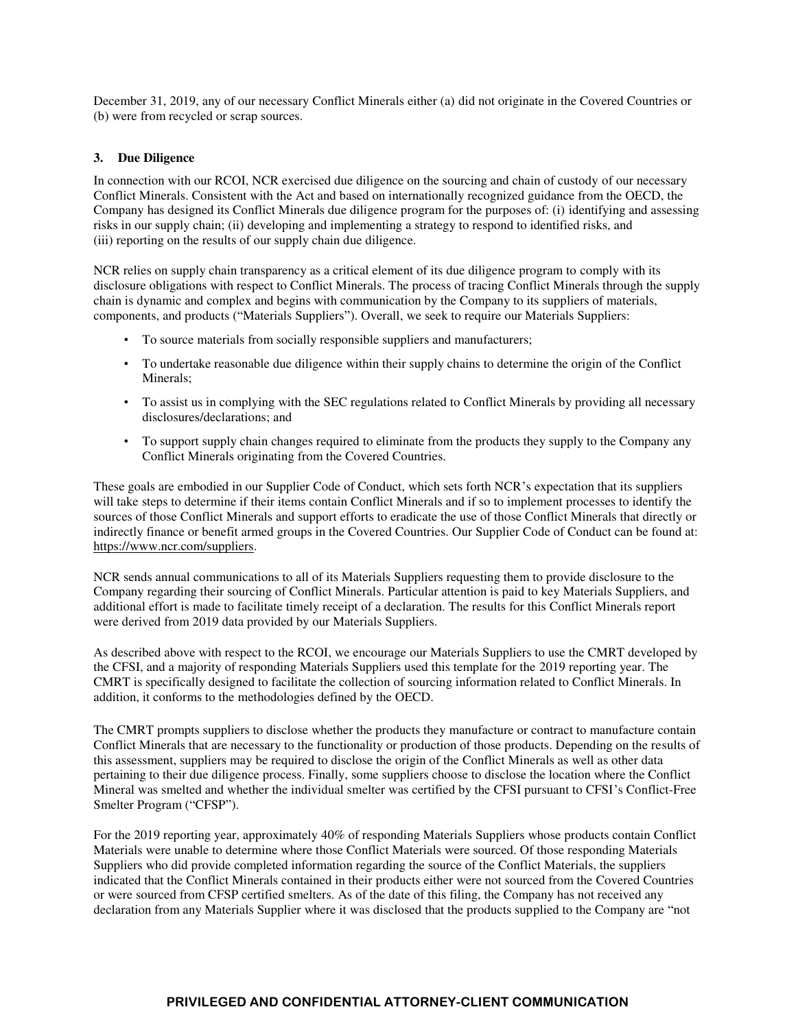December 31, 2019, any of our necessary Conflict Minerals either (a) did not originate in the Covered Countries or (b) were from recycled or scrap sources.

### 3. Due Diligence

In connection with our RCOI, NCR exercised due diligence on the sourcing and chain of custody of our necessary Conflict Minerals. Consistent with the Act and based on internationally recognized guidance from the OECD, the Company has designed its Conflict Minerals due diligence program for the purposes of: (i) identifying and assessing risks in our supply chain; (ii) developing and implementing a strategy to respond to identified risks, and (iii) reporting on the results of our supply chain due diligence.

NCR relies on supply chain transparency as a critical element of its due diligence program to comply with its disclosure obligations with respect to Conflict Minerals. The process of tracing Conflict Minerals through the supply chain is dynamic and complex and begins with communication by the Company to its suppliers of materials, components, and products ("Materials Suppliers"). Overall, we seek to require our Materials Suppliers:

- To source materials from socially responsible suppliers and manufacturers;
- To undertake reasonable due diligence within their supply chains to determine the origin of the Conflict Minerals;
- To assist us in complying with the SEC regulations related to Conflict Minerals by providing all necessary disclosures/declarations; and
- To support supply chain changes required to eliminate from the products they supply to the Company any Conflict Minerals originating from the Covered Countries.

These goals are embodied in our Supplier Code of Conduct, which sets forth NCR's expectation that its suppliers will take steps to determine if their items contain Conflict Minerals and if so to implement processes to identify the sources of those Conflict Minerals and support efforts to eradicate the use of those Conflict Minerals that directly or indirectly finance or benefit armed groups in the Covered Countries. Our Supplier Code of Conduct can be found at: https://www.ncr.com/suppliers.

NCR sends annual communications to all of its Materials Suppliers requesting them to provide disclosure to the Company regarding their sourcing of Conflict Minerals. Particular attention is paid to key Materials Suppliers, and additional effort is made to facilitate timely receipt of a declaration. The results for this Conflict Minerals report were derived from 2019 data provided by our Materials Suppliers.

As described above with respect to the RCOI, we encourage our Materials Suppliers to use the CMRT developed by the CFSI, and a majority of responding Materials Suppliers used this template for the 2019 reporting year. The CMRT is specifically designed to facilitate the collection of sourcing information related to Conflict Minerals. In addition, it conforms to the methodologies defined by the OECD.

The CMRT prompts suppliers to disclose whether the products they manufacture or contract to manufacture contain Conflict Minerals that are necessary to the functionality or production of those products. Depending on the results of this assessment, suppliers may be required to disclose the origin of the Conflict Minerals as well as other data pertaining to their due diligence process. Finally, some suppliers choose to disclose the location where the Conflict Mineral was smelted and whether the individual smelter was certified by the CFSI pursuant to CFSI's Conflict-Free Smelter Program ("CFSP").

For the 2019 reporting year, approximately 40% of responding Materials Suppliers whose products contain Conflict Materials were unable to determine where those Conflict Materials were sourced. Of those responding Materials Suppliers who did provide completed information regarding the source of the Conflict Materials, the suppliers indicated that the Conflict Minerals contained in their products either were not sourced from the Covered Countries or were sourced from CFSP certified smelters. As of the date of this filing, the Company has not received any declaration from any Materials Supplier where it was disclosed that the products supplied to the Company are "not

**PRIVILEGED AND CONFIDENTIAL ATTORNEY-CLIENT COMMUNICATION**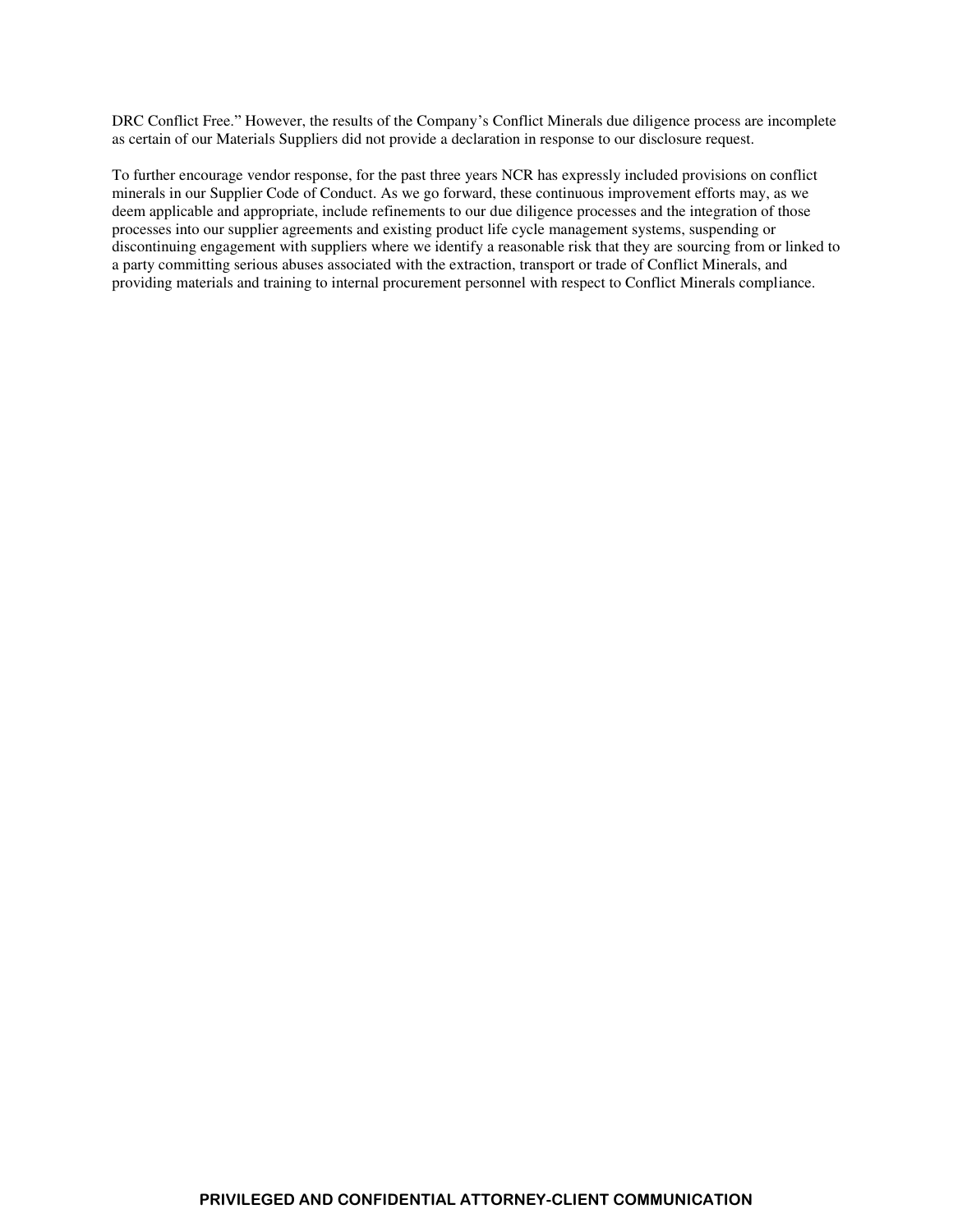DRC Conflict Free." However, the results of the Company's Conflict Minerals due diligence process are incomplete as certain of our Materials Suppliers did not provide a declaration in response to our disclosure request.

To further encourage vendor response, for the past three years NCR has expressly included provisions on conflict minerals in our Supplier Code of Conduct. As we go forward, these continuous improvement efforts may, as we deem applicable and appropriate, include refinements to our due diligence processes and the integration of those processes into our supplier agreements and existing product life cycle management systems, suspending or discontinuing engagement with suppliers where we identify a reasonable risk that they are sourcing from or linked to a party committing serious abuses associated with the extraction, transport or trade of Conflict Minerals, and providing materials and training to internal procurement personnel with respect to Conflict Minerals compliance.